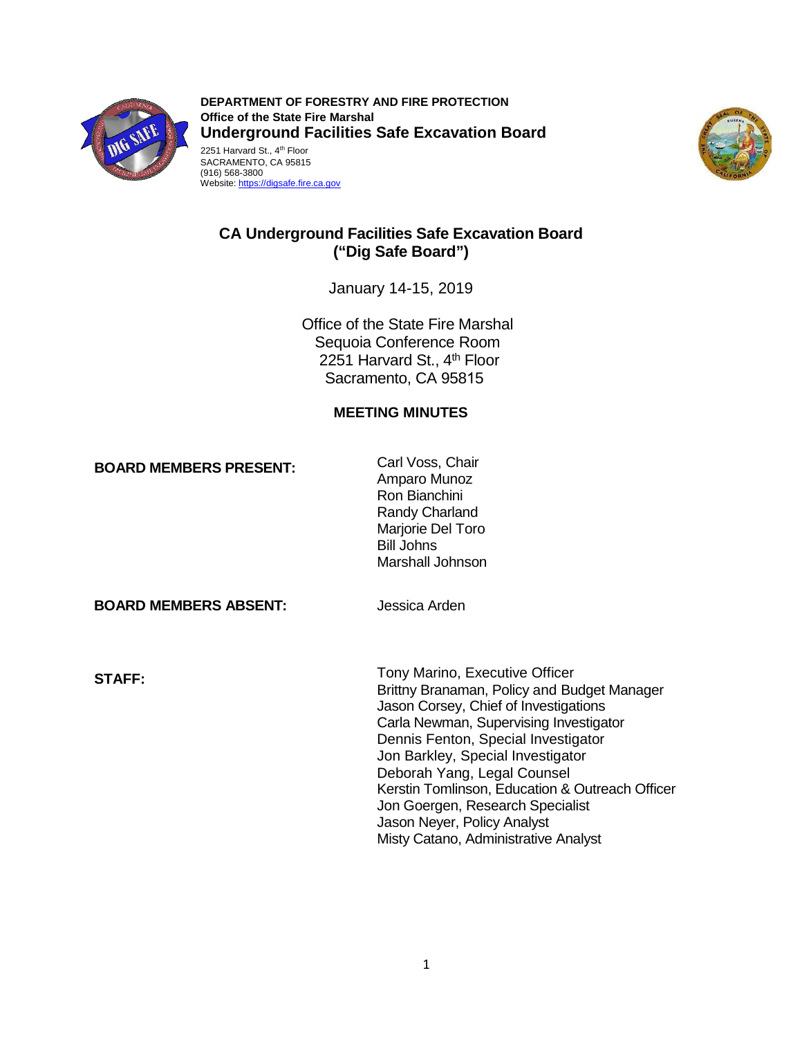**DEPARTMENT OF FORESTRY AND FIRE PROTECTION**
**Office of the State Fire Marshal**
**Underground Facilities Safe Excavation Board**
2251 Harvard St., 4th Floor
SACRAMENTO, CA 95815
(916) 568-3800
Website: https://digsafe.fire.ca.gov

# CA Underground Facilities Safe Excavation Board ("Dig Safe Board")

January 14-15, 2019

Office of the State Fire Marshal
Sequoia Conference Room
2251 Harvard St., 4th Floor
Sacramento, CA 95815

## MEETING MINUTES

**BOARD MEMBERS PRESENT:**

Carl Voss, Chair
Amparo Munoz
Ron Bianchini
Randy Charland
Marjorie Del Toro
Bill Johns
Marshall Johnson

**BOARD MEMBERS ABSENT:**

Jessica Arden

**STAFF:**

Tony Marino, Executive Officer
Brittny Branaman, Policy and Budget Manager
Jason Corsey, Chief of Investigations
Carla Newman, Supervising Investigator
Dennis Fenton, Special Investigator
Jon Barkley, Special Investigator
Deborah Yang, Legal Counsel
Kerstin Tomlinson, Education & Outreach Officer
Jon Goergen, Research Specialist
Jason Neyer, Policy Analyst
Misty Catano, Administrative Analyst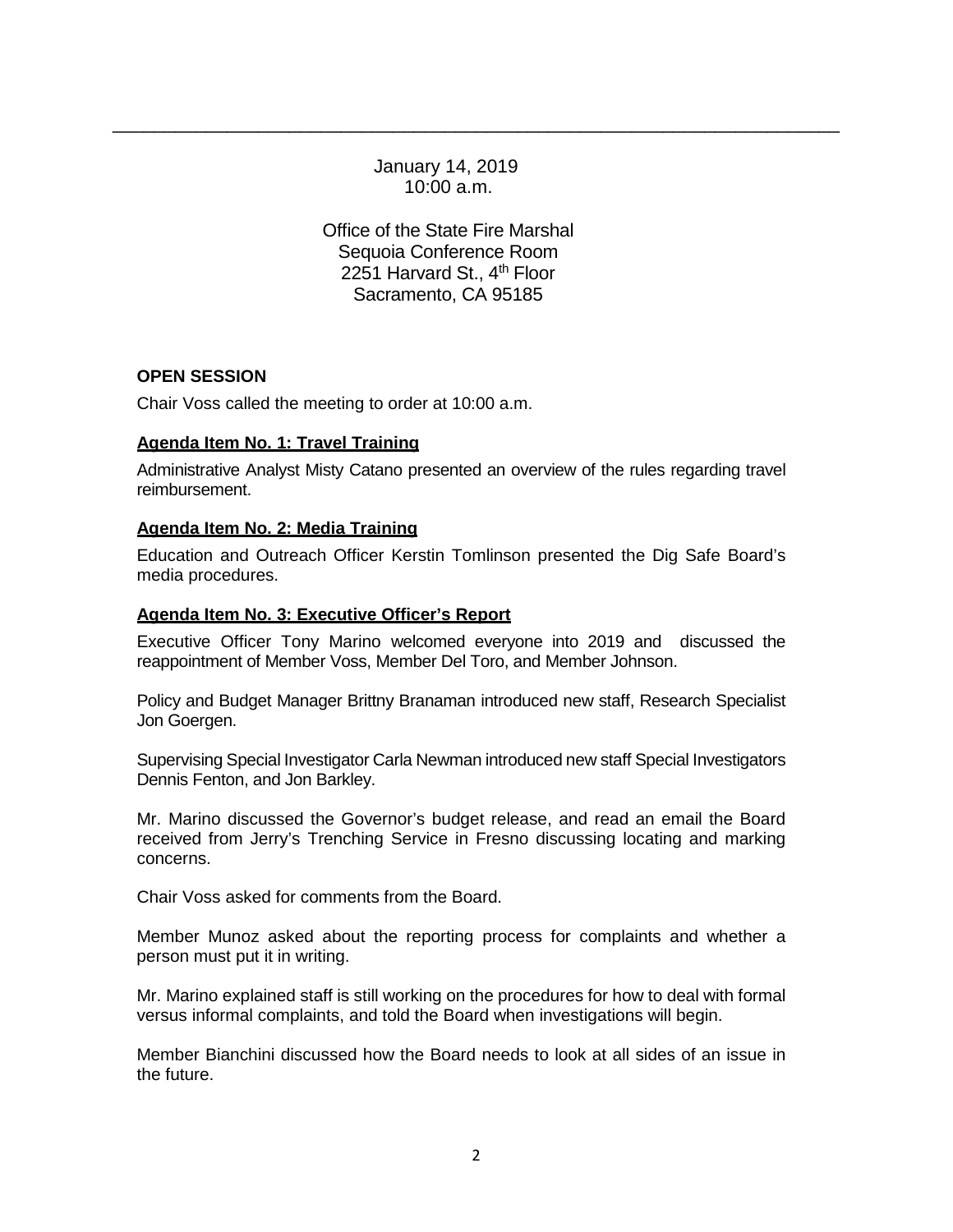January 14, 2019
10:00 a.m.

Office of the State Fire Marshal
Sequoia Conference Room
2251 Harvard St., 4th Floor
Sacramento, CA 95185

**OPEN SESSION**

Chair Voss called the meeting to order at 10:00 a.m.

**Agenda Item No. 1: Travel Training**

Administrative Analyst Misty Catano presented an overview of the rules regarding travel reimbursement.

**Agenda Item No. 2: Media Training**

Education and Outreach Officer Kerstin Tomlinson presented the Dig Safe Board's media procedures.

**Agenda Item No. 3: Executive Officer's Report**

Executive Officer Tony Marino welcomed everyone into 2019 and discussed the reappointment of Member Voss, Member Del Toro, and Member Johnson.

Policy and Budget Manager Brittny Branaman introduced new staff, Research Specialist Jon Goergen.

Supervising Special Investigator Carla Newman introduced new staff Special Investigators Dennis Fenton, and Jon Barkley.

Mr. Marino discussed the Governor's budget release, and read an email the Board received from Jerry's Trenching Service in Fresno discussing locating and marking concerns.

Chair Voss asked for comments from the Board.

Member Munoz asked about the reporting process for complaints and whether a person must put it in writing.

Mr. Marino explained staff is still working on the procedures for how to deal with formal versus informal complaints, and told the Board when investigations will begin.

Member Bianchini discussed how the Board needs to look at all sides of an issue in the future.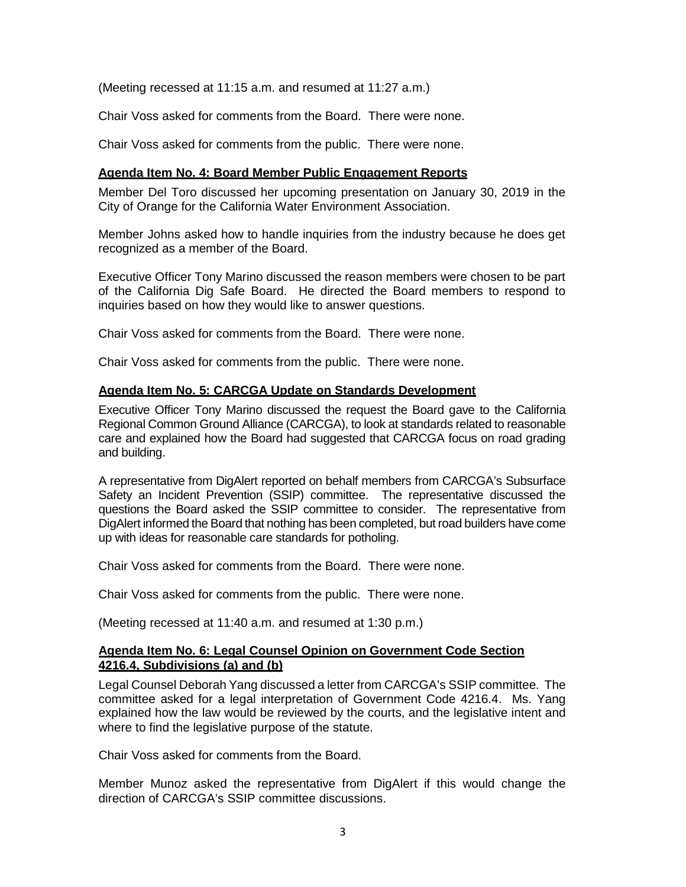(Meeting recessed at 11:15 a.m. and resumed at 11:27 a.m.)

Chair Voss asked for comments from the Board. There were none.

Chair Voss asked for comments from the public. There were none.

**Agenda Item No. 4: Board Member Public Engagement Reports**

Member Del Toro discussed her upcoming presentation on January 30, 2019 in the City of Orange for the California Water Environment Association.

Member Johns asked how to handle inquiries from the industry because he does get recognized as a member of the Board.

Executive Officer Tony Marino discussed the reason members were chosen to be part of the California Dig Safe Board. He directed the Board members to respond to inquiries based on how they would like to answer questions.

Chair Voss asked for comments from the Board. There were none.

Chair Voss asked for comments from the public. There were none.

**Agenda Item No. 5: CARCGA Update on Standards Development**

Executive Officer Tony Marino discussed the request the Board gave to the California Regional Common Ground Alliance (CARCGA), to look at standards related to reasonable care and explained how the Board had suggested that CARCGA focus on road grading and building.

A representative from DigAlert reported on behalf members from CARCGA's Subsurface Safety an Incident Prevention (SSIP) committee. The representative discussed the questions the Board asked the SSIP committee to consider. The representative from DigAlert informed the Board that nothing has been completed, but road builders have come up with ideas for reasonable care standards for potholing.

Chair Voss asked for comments from the Board. There were none.

Chair Voss asked for comments from the public. There were none.

(Meeting recessed at 11:40 a.m. and resumed at 1:30 p.m.)

**Agenda Item No. 6: Legal Counsel Opinion on Government Code Section 4216.4, Subdivisions (a) and (b)**

Legal Counsel Deborah Yang discussed a letter from CARCGA's SSIP committee. The committee asked for a legal interpretation of Government Code 4216.4. Ms. Yang explained how the law would be reviewed by the courts, and the legislative intent and where to find the legislative purpose of the statute.

Chair Voss asked for comments from the Board.

Member Munoz asked the representative from DigAlert if this would change the direction of CARCGA's SSIP committee discussions.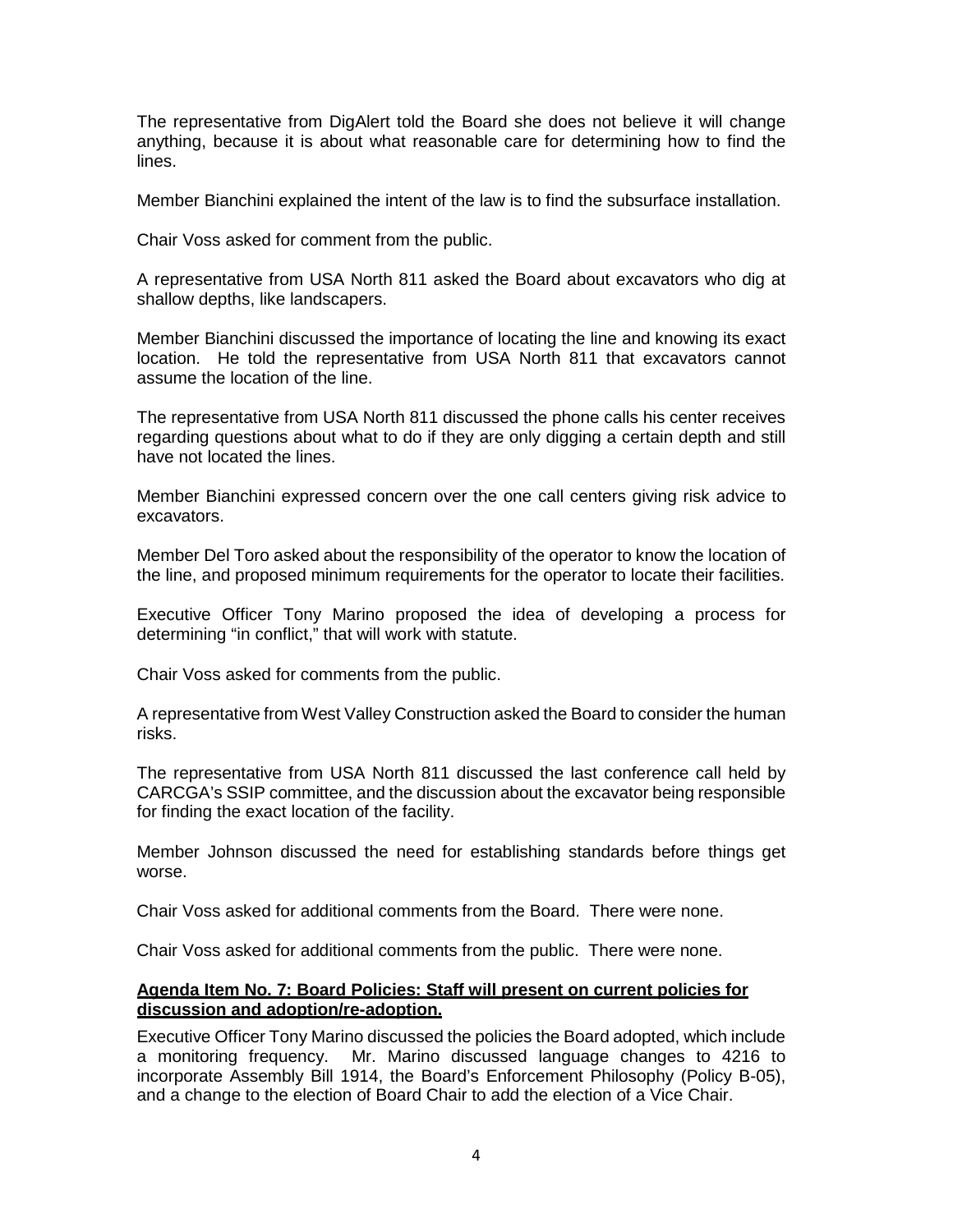The representative from DigAlert told the Board she does not believe it will change anything, because it is about what reasonable care for determining how to find the lines.

Member Bianchini explained the intent of the law is to find the subsurface installation.

Chair Voss asked for comment from the public.

A representative from USA North 811 asked the Board about excavators who dig at shallow depths, like landscapers.

Member Bianchini discussed the importance of locating the line and knowing its exact location. He told the representative from USA North 811 that excavators cannot assume the location of the line.

The representative from USA North 811 discussed the phone calls his center receives regarding questions about what to do if they are only digging a certain depth and still have not located the lines.

Member Bianchini expressed concern over the one call centers giving risk advice to excavators.

Member Del Toro asked about the responsibility of the operator to know the location of the line, and proposed minimum requirements for the operator to locate their facilities.

Executive Officer Tony Marino proposed the idea of developing a process for determining "in conflict," that will work with statute.

Chair Voss asked for comments from the public.

A representative from West Valley Construction asked the Board to consider the human risks.

The representative from USA North 811 discussed the last conference call held by CARCGA's SSIP committee, and the discussion about the excavator being responsible for finding the exact location of the facility.

Member Johnson discussed the need for establishing standards before things get worse.

Chair Voss asked for additional comments from the Board. There were none.

Chair Voss asked for additional comments from the public. There were none.

**Agenda Item No. 7: Board Policies: Staff will present on current policies for discussion and adoption/re-adoption.**

Executive Officer Tony Marino discussed the policies the Board adopted, which include a monitoring frequency. Mr. Marino discussed language changes to 4216 to incorporate Assembly Bill 1914, the Board's Enforcement Philosophy (Policy B-05), and a change to the election of Board Chair to add the election of a Vice Chair.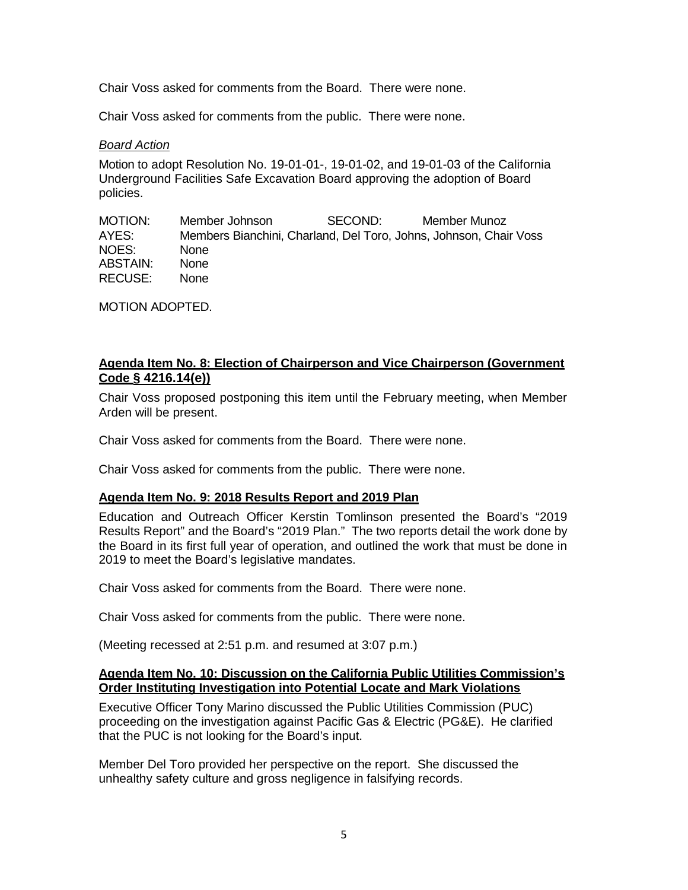Chair Voss asked for comments from the Board. There were none.

Chair Voss asked for comments from the public. There were none.

*Board Action*

Motion to adopt Resolution No. 19-01-01-, 19-01-02, and 19-01-03 of the California Underground Facilities Safe Excavation Board approving the adoption of Board policies.

| | | | |
|---|---|---|---|
| MOTION: | Member Johnson | SECOND: | Member Munoz |
| AYES: | Members Bianchini, Charland, Del Toro, Johns, Johnson, Chair Voss | | |
| NOES: | None | | |
| ABSTAIN: | None | | |
| RECUSE: | None | | |

MOTION ADOPTED.

**Agenda Item No. 8: Election of Chairperson and Vice Chairperson (Government Code § 4216.14(e))**

Chair Voss proposed postponing this item until the February meeting, when Member Arden will be present.

Chair Voss asked for comments from the Board. There were none.

Chair Voss asked for comments from the public. There were none.

**Agenda Item No. 9: 2018 Results Report and 2019 Plan**

Education and Outreach Officer Kerstin Tomlinson presented the Board's "2019 Results Report" and the Board's "2019 Plan." The two reports detail the work done by the Board in its first full year of operation, and outlined the work that must be done in 2019 to meet the Board's legislative mandates.

Chair Voss asked for comments from the Board. There were none.

Chair Voss asked for comments from the public. There were none.

(Meeting recessed at 2:51 p.m. and resumed at 3:07 p.m.)

**Agenda Item No. 10: Discussion on the California Public Utilities Commission's Order Instituting Investigation into Potential Locate and Mark Violations**

Executive Officer Tony Marino discussed the Public Utilities Commission (PUC) proceeding on the investigation against Pacific Gas & Electric (PG&E). He clarified that the PUC is not looking for the Board's input.

Member Del Toro provided her perspective on the report. She discussed the unhealthy safety culture and gross negligence in falsifying records.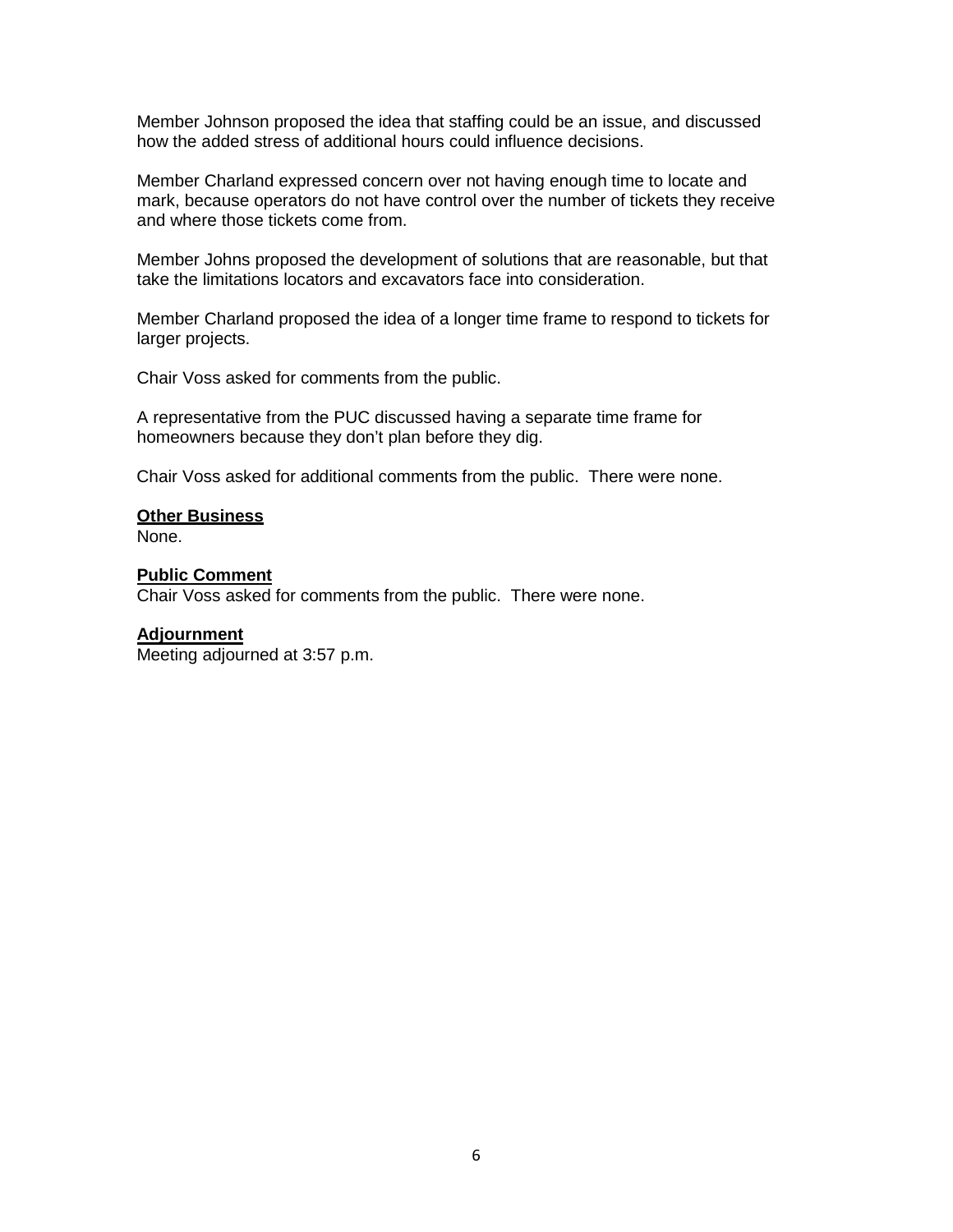Member Johnson proposed the idea that staffing could be an issue, and discussed how the added stress of additional hours could influence decisions.

Member Charland expressed concern over not having enough time to locate and mark, because operators do not have control over the number of tickets they receive and where those tickets come from.

Member Johns proposed the development of solutions that are reasonable, but that take the limitations locators and excavators face into consideration.

Member Charland proposed the idea of a longer time frame to respond to tickets for larger projects.

Chair Voss asked for comments from the public.

A representative from the PUC discussed having a separate time frame for homeowners because they don't plan before they dig.

Chair Voss asked for additional comments from the public. There were none.

**Other Business**

None.

**Public Comment**

Chair Voss asked for comments from the public. There were none.

**Adjournment**

Meeting adjourned at 3:57 p.m.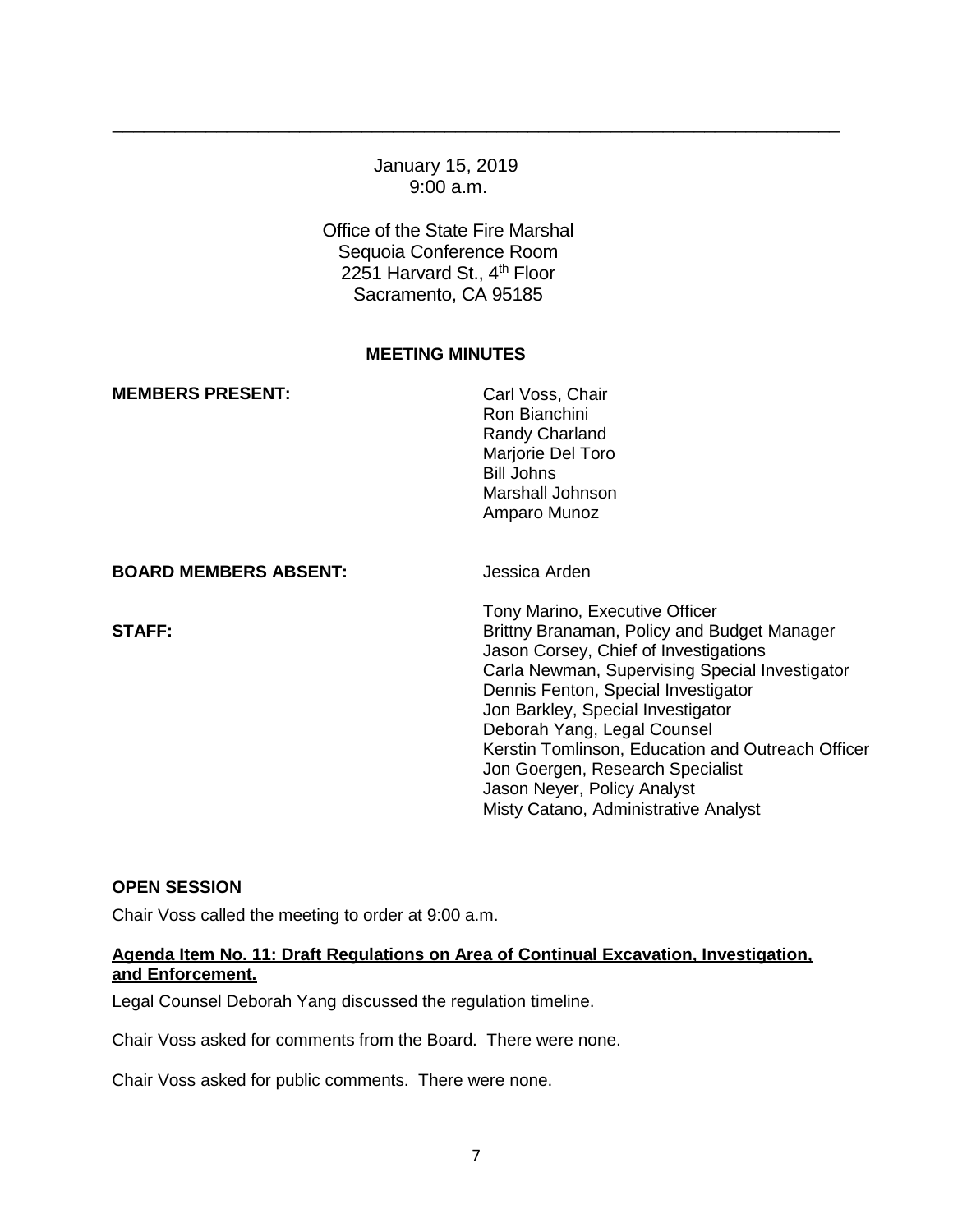---

January 15, 2019
9:00 a.m.

Office of the State Fire Marshal
Sequoia Conference Room
2251 Harvard St., 4th Floor
Sacramento, CA 95185

**MEETING MINUTES**

**MEMBERS PRESENT:**

Carl Voss, Chair
Ron Bianchini
Randy Charland
Marjorie Del Toro
Bill Johns
Marshall Johnson
Amparo Munoz

**BOARD MEMBERS ABSENT:**

Jessica Arden

**STAFF:**

Tony Marino, Executive Officer
Brittny Branaman, Policy and Budget Manager
Jason Corsey, Chief of Investigations
Carla Newman, Supervising Special Investigator
Dennis Fenton, Special Investigator
Jon Barkley, Special Investigator
Deborah Yang, Legal Counsel
Kerstin Tomlinson, Education and Outreach Officer
Jon Goergen, Research Specialist
Jason Neyer, Policy Analyst
Misty Catano, Administrative Analyst

**OPEN SESSION**

Chair Voss called the meeting to order at 9:00 a.m.

**Agenda Item No. 11: Draft Regulations on Area of Continual Excavation, Investigation, and Enforcement.**

Legal Counsel Deborah Yang discussed the regulation timeline.

Chair Voss asked for comments from the Board. There were none.

Chair Voss asked for public comments. There were none.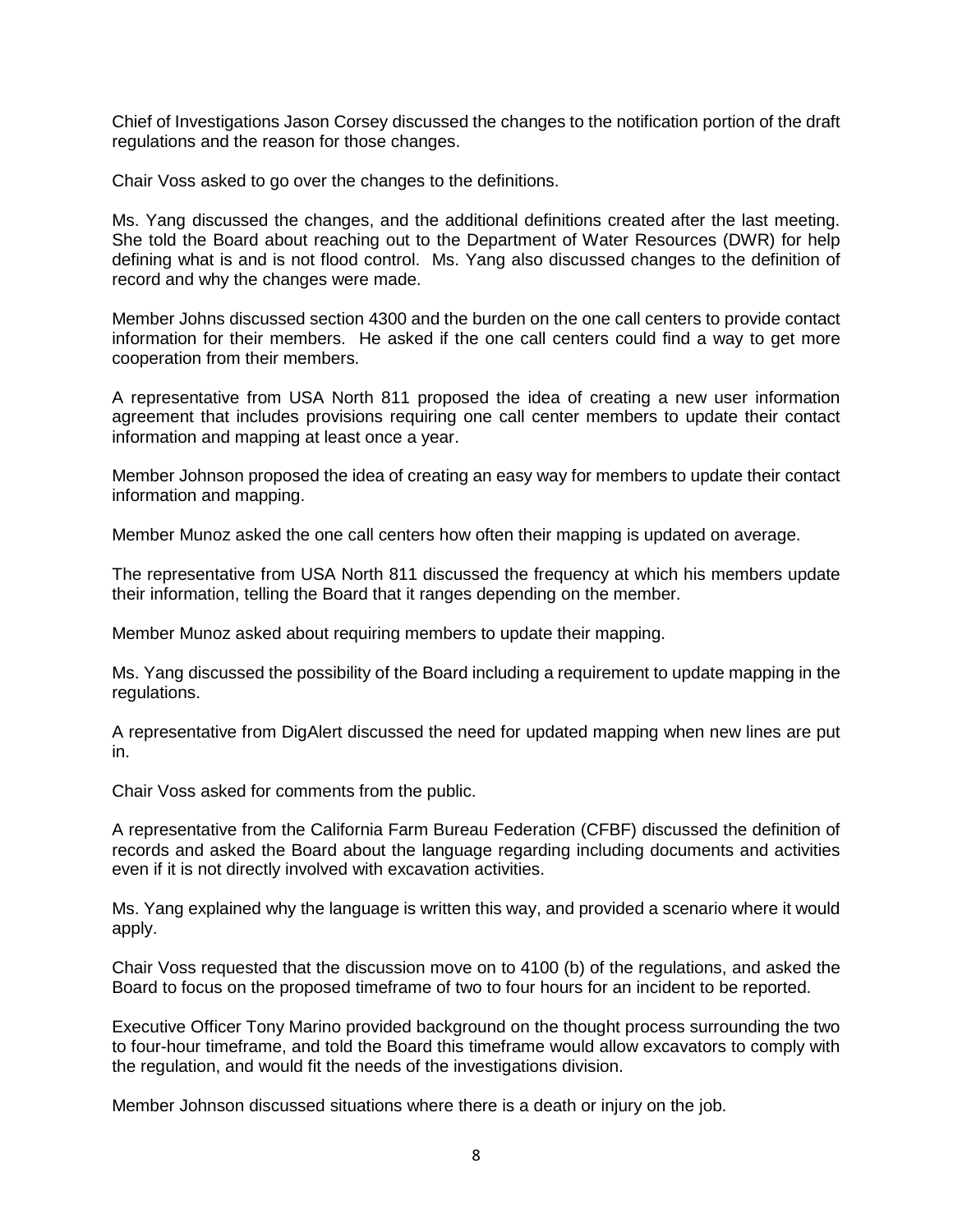Chief of Investigations Jason Corsey discussed the changes to the notification portion of the draft regulations and the reason for those changes.

Chair Voss asked to go over the changes to the definitions.

Ms. Yang discussed the changes, and the additional definitions created after the last meeting. She told the Board about reaching out to the Department of Water Resources (DWR) for help defining what is and is not flood control. Ms. Yang also discussed changes to the definition of record and why the changes were made.

Member Johns discussed section 4300 and the burden on the one call centers to provide contact information for their members. He asked if the one call centers could find a way to get more cooperation from their members.

A representative from USA North 811 proposed the idea of creating a new user information agreement that includes provisions requiring one call center members to update their contact information and mapping at least once a year.

Member Johnson proposed the idea of creating an easy way for members to update their contact information and mapping.

Member Munoz asked the one call centers how often their mapping is updated on average.

The representative from USA North 811 discussed the frequency at which his members update their information, telling the Board that it ranges depending on the member.

Member Munoz asked about requiring members to update their mapping.

Ms. Yang discussed the possibility of the Board including a requirement to update mapping in the regulations.

A representative from DigAlert discussed the need for updated mapping when new lines are put in.

Chair Voss asked for comments from the public.

A representative from the California Farm Bureau Federation (CFBF) discussed the definition of records and asked the Board about the language regarding including documents and activities even if it is not directly involved with excavation activities.

Ms. Yang explained why the language is written this way, and provided a scenario where it would apply.

Chair Voss requested that the discussion move on to 4100 (b) of the regulations, and asked the Board to focus on the proposed timeframe of two to four hours for an incident to be reported.

Executive Officer Tony Marino provided background on the thought process surrounding the two to four-hour timeframe, and told the Board this timeframe would allow excavators to comply with the regulation, and would fit the needs of the investigations division.

Member Johnson discussed situations where there is a death or injury on the job.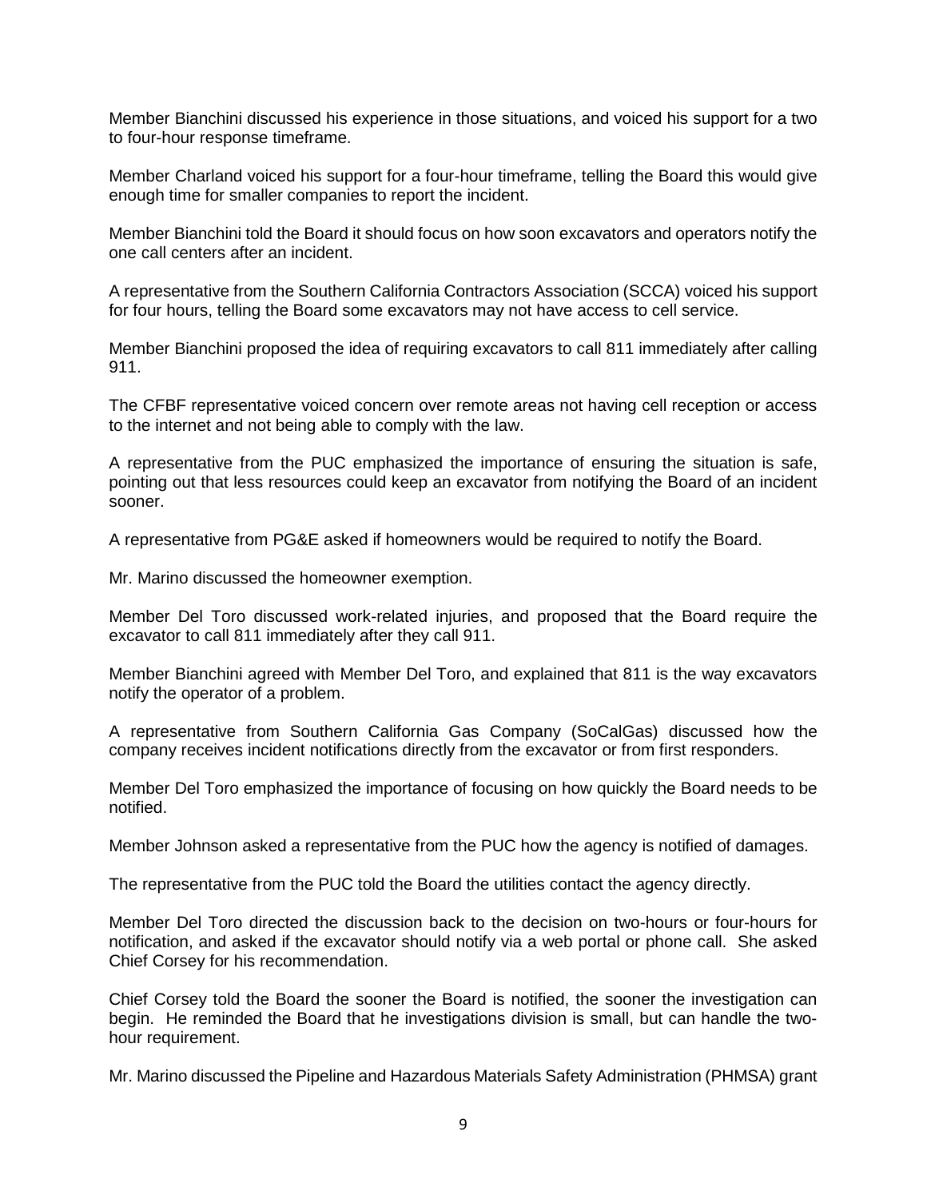Member Bianchini discussed his experience in those situations, and voiced his support for a two to four-hour response timeframe.

Member Charland voiced his support for a four-hour timeframe, telling the Board this would give enough time for smaller companies to report the incident.

Member Bianchini told the Board it should focus on how soon excavators and operators notify the one call centers after an incident.

A representative from the Southern California Contractors Association (SCCA) voiced his support for four hours, telling the Board some excavators may not have access to cell service.

Member Bianchini proposed the idea of requiring excavators to call 811 immediately after calling 911.

The CFBF representative voiced concern over remote areas not having cell reception or access to the internet and not being able to comply with the law.

A representative from the PUC emphasized the importance of ensuring the situation is safe, pointing out that less resources could keep an excavator from notifying the Board of an incident sooner.

A representative from PG&E asked if homeowners would be required to notify the Board.

Mr. Marino discussed the homeowner exemption.

Member Del Toro discussed work-related injuries, and proposed that the Board require the excavator to call 811 immediately after they call 911.

Member Bianchini agreed with Member Del Toro, and explained that 811 is the way excavators notify the operator of a problem.

A representative from Southern California Gas Company (SoCalGas) discussed how the company receives incident notifications directly from the excavator or from first responders.

Member Del Toro emphasized the importance of focusing on how quickly the Board needs to be notified.

Member Johnson asked a representative from the PUC how the agency is notified of damages.

The representative from the PUC told the Board the utilities contact the agency directly.

Member Del Toro directed the discussion back to the decision on two-hours or four-hours for notification, and asked if the excavator should notify via a web portal or phone call. She asked Chief Corsey for his recommendation.

Chief Corsey told the Board the sooner the Board is notified, the sooner the investigation can begin. He reminded the Board that he investigations division is small, but can handle the two-hour requirement.

Mr. Marino discussed the Pipeline and Hazardous Materials Safety Administration (PHMSA) grant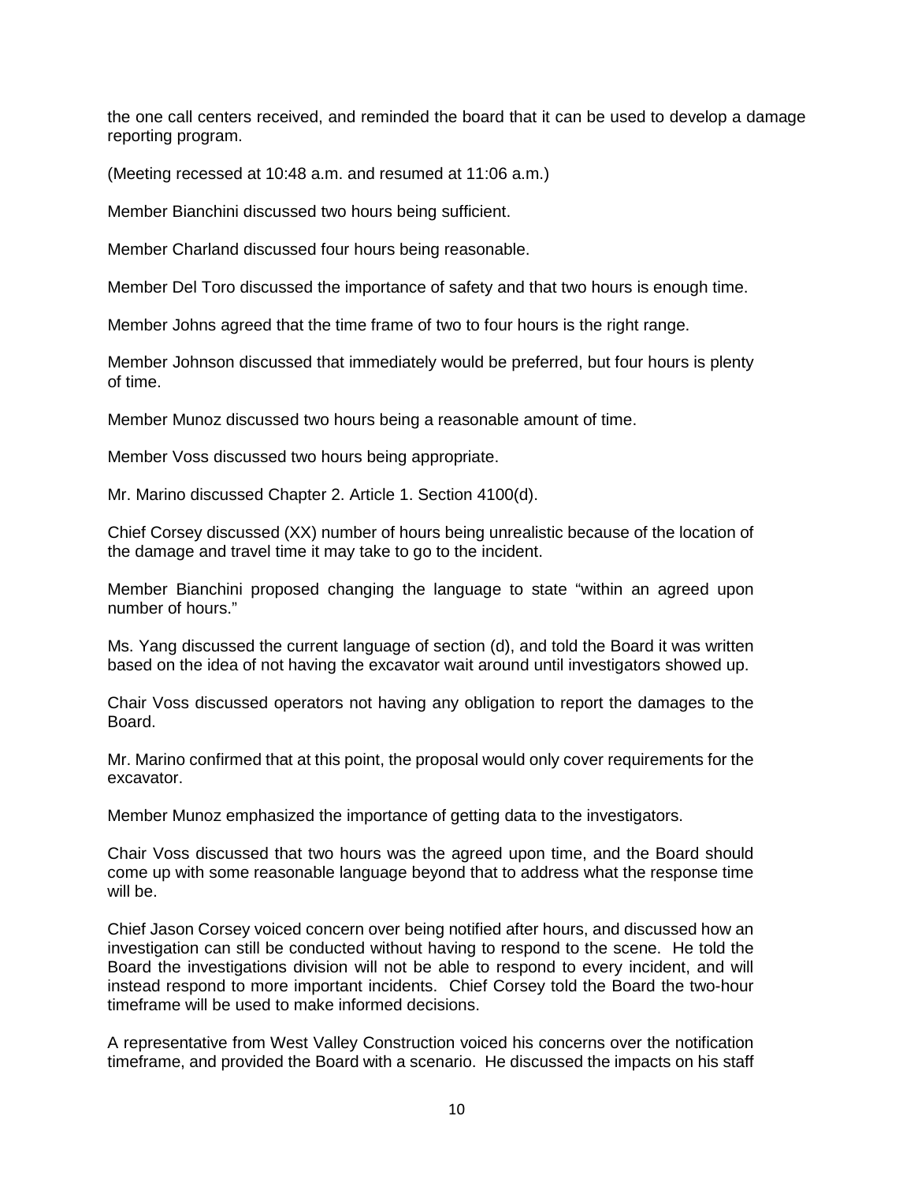the one call centers received, and reminded the board that it can be used to develop a damage reporting program.

(Meeting recessed at 10:48 a.m. and resumed at 11:06 a.m.)

Member Bianchini discussed two hours being sufficient.

Member Charland discussed four hours being reasonable.

Member Del Toro discussed the importance of safety and that two hours is enough time.

Member Johns agreed that the time frame of two to four hours is the right range.

Member Johnson discussed that immediately would be preferred, but four hours is plenty of time.

Member Munoz discussed two hours being a reasonable amount of time.

Member Voss discussed two hours being appropriate.

Mr. Marino discussed Chapter 2. Article 1. Section 4100(d).

Chief Corsey discussed (XX) number of hours being unrealistic because of the location of the damage and travel time it may take to go to the incident.

Member Bianchini proposed changing the language to state "within an agreed upon number of hours."

Ms. Yang discussed the current language of section (d), and told the Board it was written based on the idea of not having the excavator wait around until investigators showed up.

Chair Voss discussed operators not having any obligation to report the damages to the Board.

Mr. Marino confirmed that at this point, the proposal would only cover requirements for the excavator.

Member Munoz emphasized the importance of getting data to the investigators.

Chair Voss discussed that two hours was the agreed upon time, and the Board should come up with some reasonable language beyond that to address what the response time will be.

Chief Jason Corsey voiced concern over being notified after hours, and discussed how an investigation can still be conducted without having to respond to the scene. He told the Board the investigations division will not be able to respond to every incident, and will instead respond to more important incidents. Chief Corsey told the Board the two-hour timeframe will be used to make informed decisions.

A representative from West Valley Construction voiced his concerns over the notification timeframe, and provided the Board with a scenario. He discussed the impacts on his staff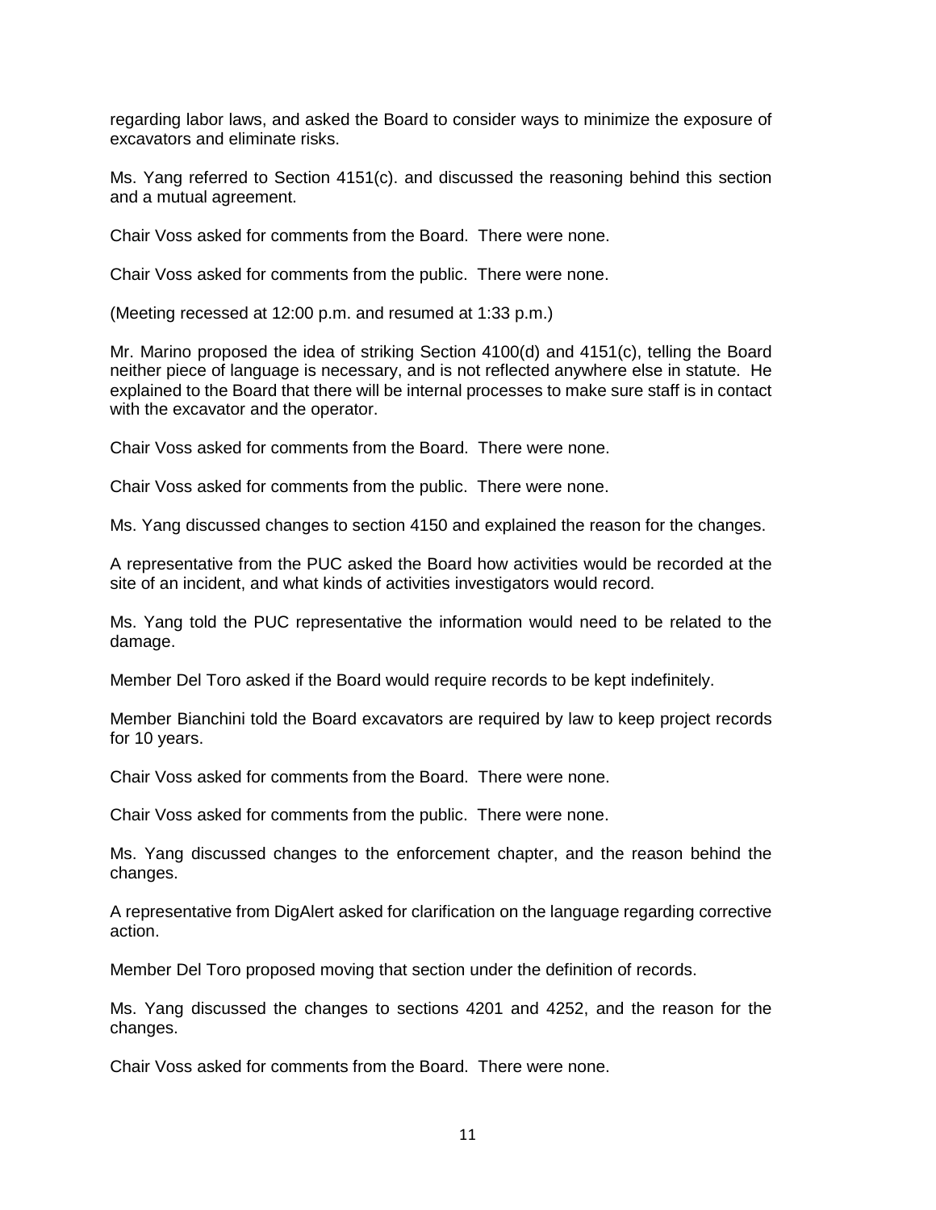regarding labor laws, and asked the Board to consider ways to minimize the exposure of excavators and eliminate risks.

Ms. Yang referred to Section 4151(c). and discussed the reasoning behind this section and a mutual agreement.

Chair Voss asked for comments from the Board. There were none.

Chair Voss asked for comments from the public. There were none.

(Meeting recessed at 12:00 p.m. and resumed at 1:33 p.m.)

Mr. Marino proposed the idea of striking Section 4100(d) and 4151(c), telling the Board neither piece of language is necessary, and is not reflected anywhere else in statute. He explained to the Board that there will be internal processes to make sure staff is in contact with the excavator and the operator.

Chair Voss asked for comments from the Board. There were none.

Chair Voss asked for comments from the public. There were none.

Ms. Yang discussed changes to section 4150 and explained the reason for the changes.

A representative from the PUC asked the Board how activities would be recorded at the site of an incident, and what kinds of activities investigators would record.

Ms. Yang told the PUC representative the information would need to be related to the damage.

Member Del Toro asked if the Board would require records to be kept indefinitely.

Member Bianchini told the Board excavators are required by law to keep project records for 10 years.

Chair Voss asked for comments from the Board. There were none.

Chair Voss asked for comments from the public. There were none.

Ms. Yang discussed changes to the enforcement chapter, and the reason behind the changes.

A representative from DigAlert asked for clarification on the language regarding corrective action.

Member Del Toro proposed moving that section under the definition of records.

Ms. Yang discussed the changes to sections 4201 and 4252, and the reason for the changes.

Chair Voss asked for comments from the Board. There were none.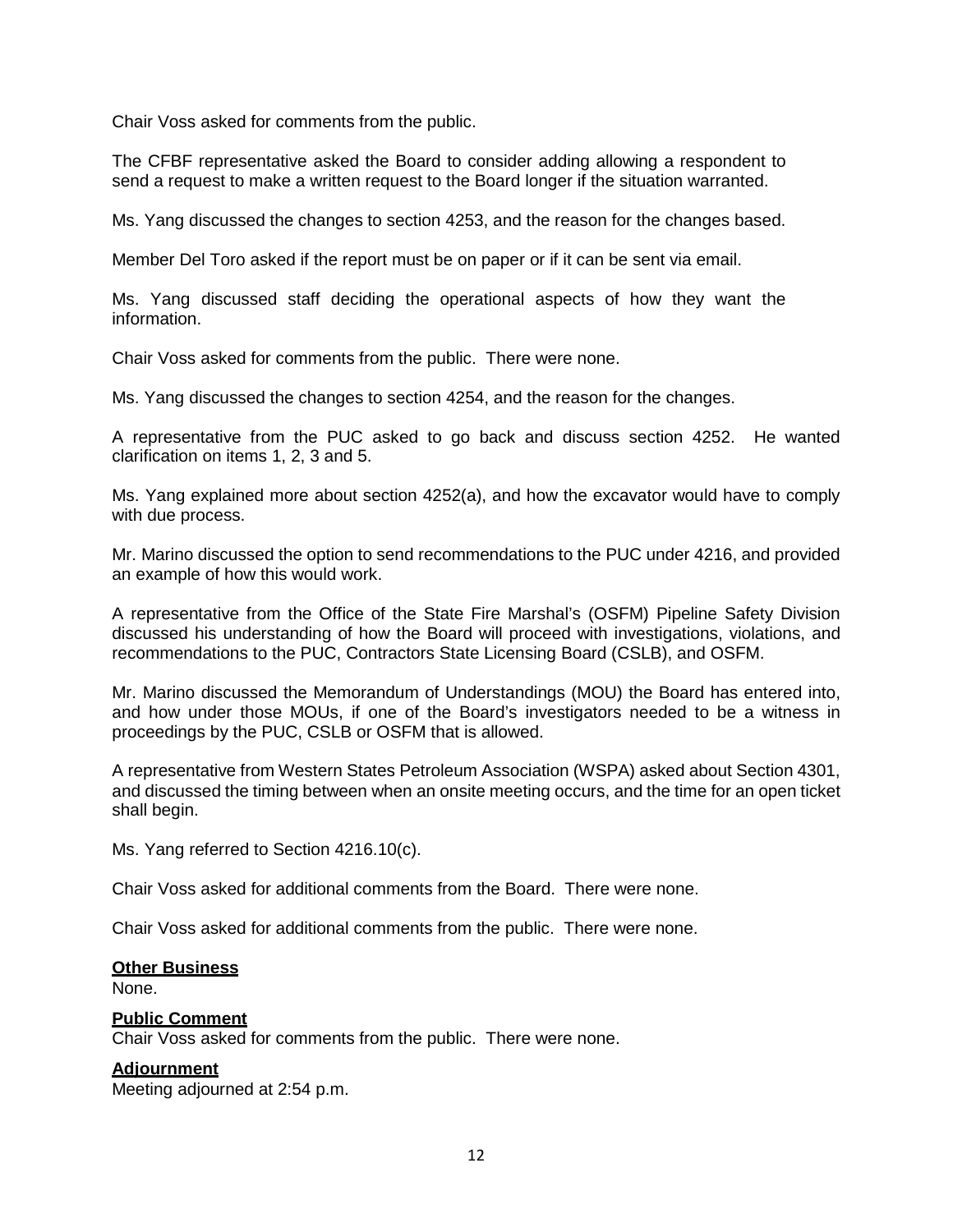Chair Voss asked for comments from the public.

The CFBF representative asked the Board to consider adding allowing a respondent to send a request to make a written request to the Board longer if the situation warranted.

Ms. Yang discussed the changes to section 4253, and the reason for the changes based.

Member Del Toro asked if the report must be on paper or if it can be sent via email.

Ms. Yang discussed staff deciding the operational aspects of how they want the information.

Chair Voss asked for comments from the public. There were none.

Ms. Yang discussed the changes to section 4254, and the reason for the changes.

A representative from the PUC asked to go back and discuss section 4252. He wanted clarification on items 1, 2, 3 and 5.

Ms. Yang explained more about section 4252(a), and how the excavator would have to comply with due process.

Mr. Marino discussed the option to send recommendations to the PUC under 4216, and provided an example of how this would work.

A representative from the Office of the State Fire Marshal's (OSFM) Pipeline Safety Division discussed his understanding of how the Board will proceed with investigations, violations, and recommendations to the PUC, Contractors State Licensing Board (CSLB), and OSFM.

Mr. Marino discussed the Memorandum of Understandings (MOU) the Board has entered into, and how under those MOUs, if one of the Board's investigators needed to be a witness in proceedings by the PUC, CSLB or OSFM that is allowed.

A representative from Western States Petroleum Association (WSPA) asked about Section 4301, and discussed the timing between when an onsite meeting occurs, and the time for an open ticket shall begin.

Ms. Yang referred to Section 4216.10(c).

Chair Voss asked for additional comments from the Board. There were none.

Chair Voss asked for additional comments from the public. There were none.

**Other Business**

None.

**Public Comment**

Chair Voss asked for comments from the public. There were none.

**Adjournment**

Meeting adjourned at 2:54 p.m.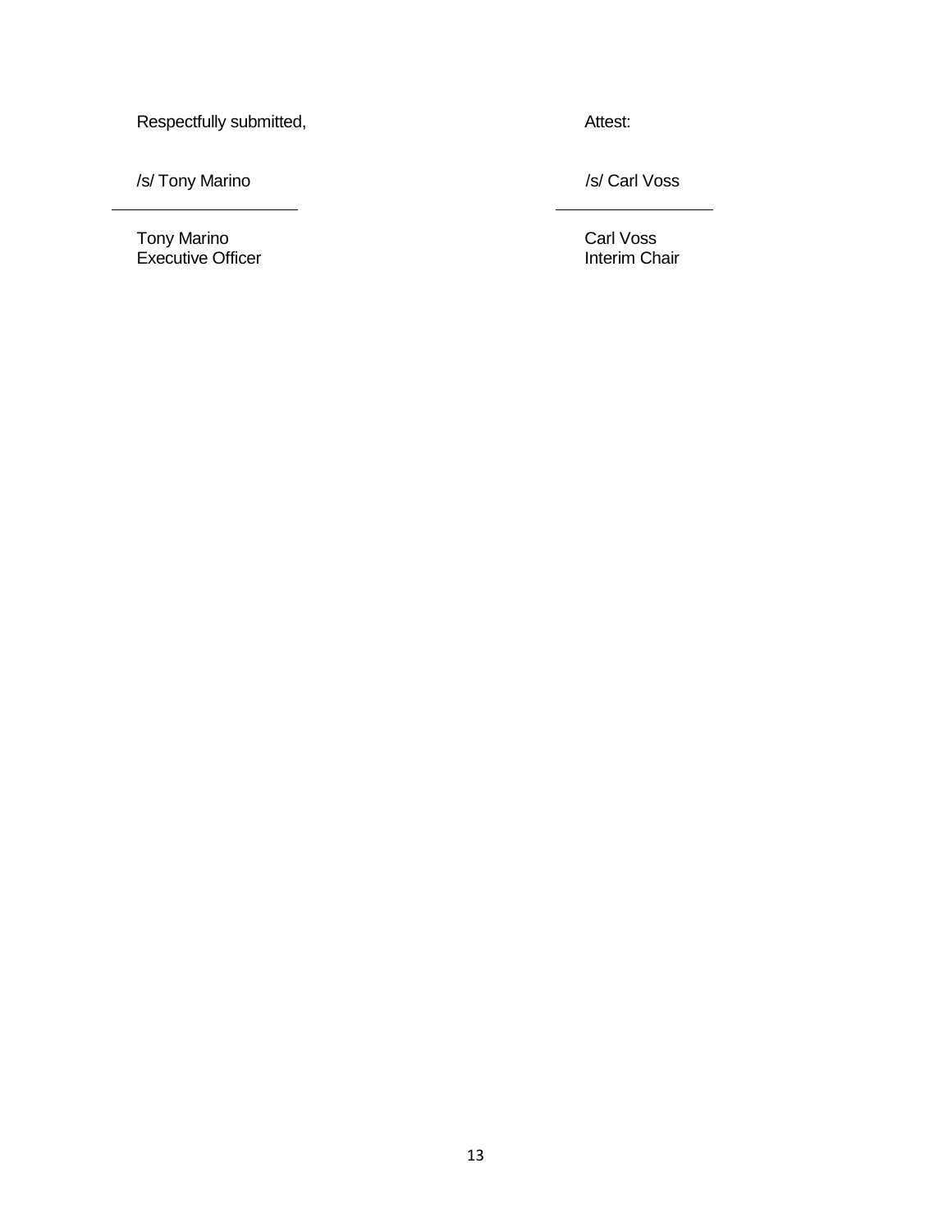Respectfully submitted,

/s/ Tony Marino

Tony Marino
Executive Officer

Attest:

/s/ Carl Voss

Carl Voss
Interim Chair